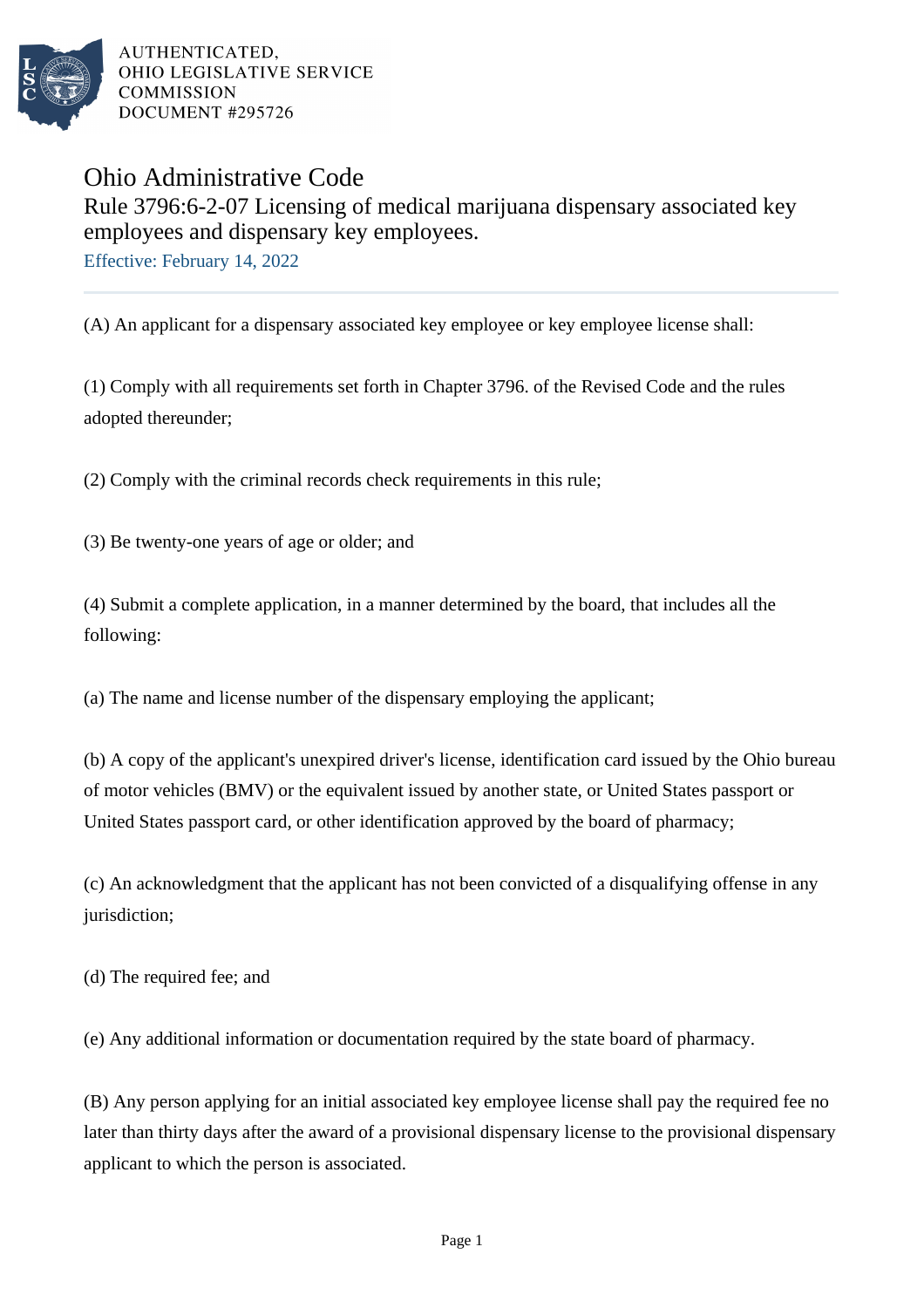AUTHENTICATED,
OHIO LEGISLATIVE SERVICE
COMMISSION
DOCUMENT #295726

# Ohio Administrative Code

## Rule 3796:6-2-07 Licensing of medical marijuana dispensary associated key employees and dispensary key employees.

Effective: February 14, 2022

(A) An applicant for a dispensary associated key employee or key employee license shall:

(1) Comply with all requirements set forth in Chapter 3796. of the Revised Code and the rules adopted thereunder;

(2) Comply with the criminal records check requirements in this rule;

(3) Be twenty-one years of age or older; and

(4) Submit a complete application, in a manner determined by the board, that includes all the following:

(a) The name and license number of the dispensary employing the applicant;

(b) A copy of the applicant's unexpired driver's license, identification card issued by the Ohio bureau of motor vehicles (BMV) or the equivalent issued by another state, or United States passport or United States passport card, or other identification approved by the board of pharmacy;

(c) An acknowledgment that the applicant has not been convicted of a disqualifying offense in any jurisdiction;

(d) The required fee; and

(e) Any additional information or documentation required by the state board of pharmacy.

(B) Any person applying for an initial associated key employee license shall pay the required fee no later than thirty days after the award of a provisional dispensary license to the provisional dispensary applicant to which the person is associated.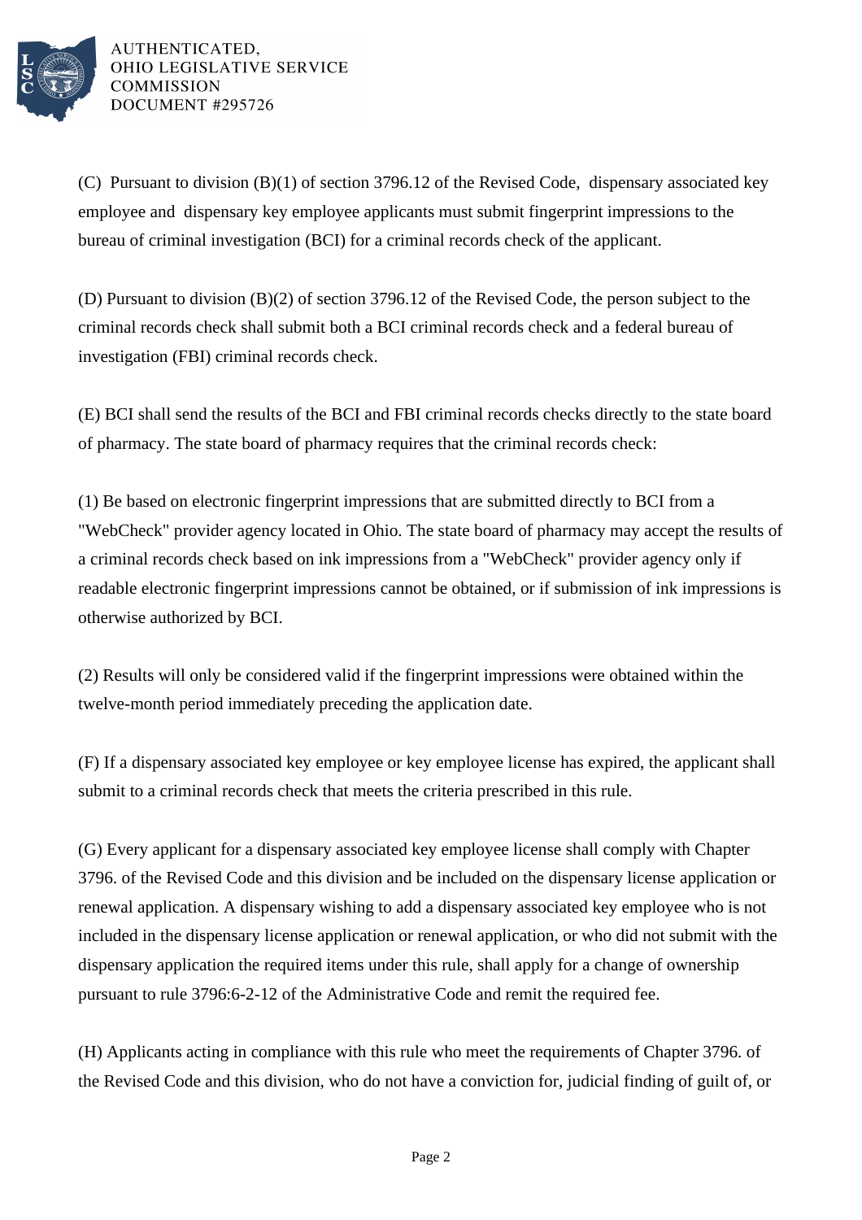(C) Pursuant to division (B)(1) of section 3796.12 of the Revised Code, dispensary associated key employee and dispensary key employee applicants must submit fingerprint impressions to the bureau of criminal investigation (BCI) for a criminal records check of the applicant.

(D) Pursuant to division (B)(2) of section 3796.12 of the Revised Code, the person subject to the criminal records check shall submit both a BCI criminal records check and a federal bureau of investigation (FBI) criminal records check.

(E) BCI shall send the results of the BCI and FBI criminal records checks directly to the state board of pharmacy. The state board of pharmacy requires that the criminal records check:

(1) Be based on electronic fingerprint impressions that are submitted directly to BCI from a "WebCheck" provider agency located in Ohio. The state board of pharmacy may accept the results of a criminal records check based on ink impressions from a "WebCheck" provider agency only if readable electronic fingerprint impressions cannot be obtained, or if submission of ink impressions is otherwise authorized by BCI.

(2) Results will only be considered valid if the fingerprint impressions were obtained within the twelve-month period immediately preceding the application date.

(F) If a dispensary associated key employee or key employee license has expired, the applicant shall submit to a criminal records check that meets the criteria prescribed in this rule.

(G) Every applicant for a dispensary associated key employee license shall comply with Chapter 3796. of the Revised Code and this division and be included on the dispensary license application or renewal application. A dispensary wishing to add a dispensary associated key employee who is not included in the dispensary license application or renewal application, or who did not submit with the dispensary application the required items under this rule, shall apply for a change of ownership pursuant to rule 3796:6-2-12 of the Administrative Code and remit the required fee.

(H) Applicants acting in compliance with this rule who meet the requirements of Chapter 3796. of the Revised Code and this division, who do not have a conviction for, judicial finding of guilt of, or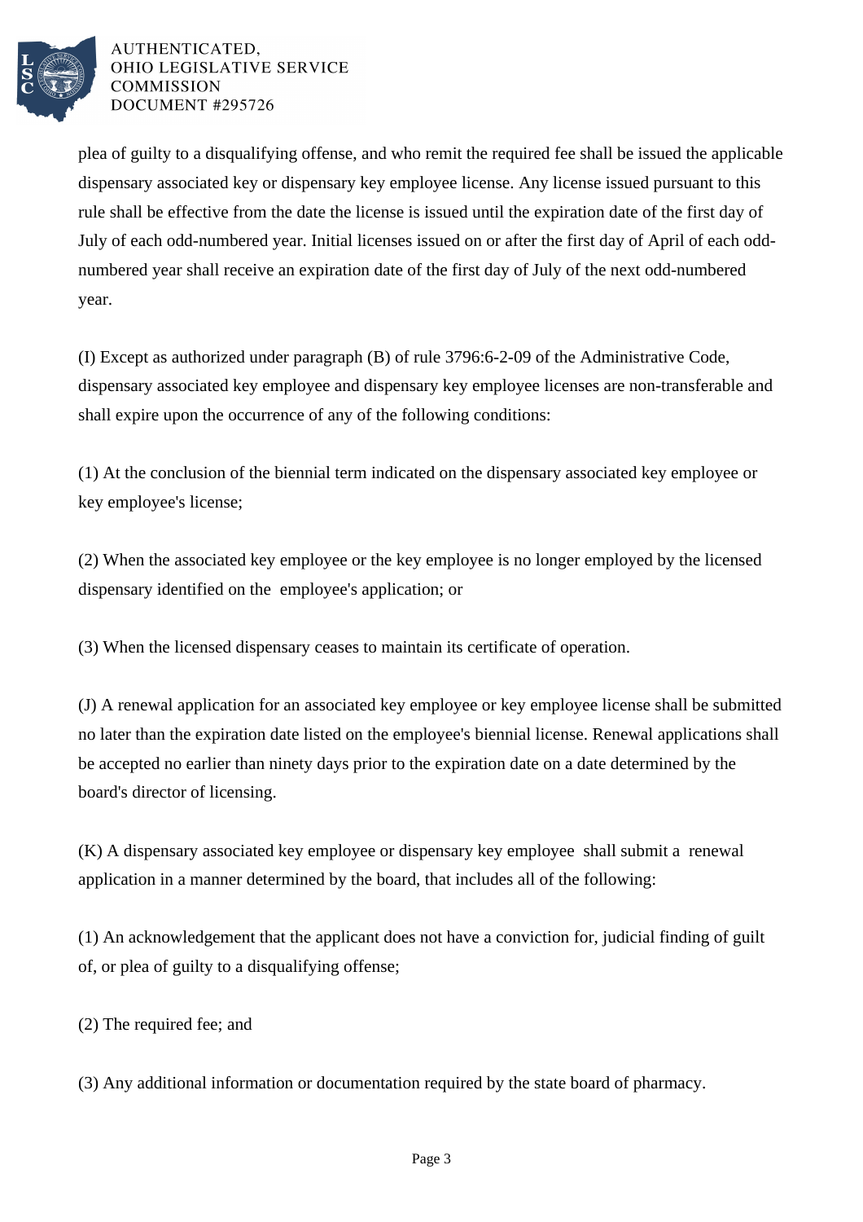plea of guilty to a disqualifying offense, and who remit the required fee shall be issued the applicable dispensary associated key or dispensary key employee license. Any license issued pursuant to this rule shall be effective from the date the license is issued until the expiration date of the first day of July of each odd-numbered year. Initial licenses issued on or after the first day of April of each odd-numbered year shall receive an expiration date of the first day of July of the next odd-numbered year.

(I) Except as authorized under paragraph (B) of rule 3796:6-2-09 of the Administrative Code, dispensary associated key employee and dispensary key employee licenses are non-transferable and shall expire upon the occurrence of any of the following conditions:

(1) At the conclusion of the biennial term indicated on the dispensary associated key employee or key employee's license;

(2) When the associated key employee or the key employee is no longer employed by the licensed dispensary identified on the employee's application; or

(3) When the licensed dispensary ceases to maintain its certificate of operation.

(J) A renewal application for an associated key employee or key employee license shall be submitted no later than the expiration date listed on the employee's biennial license. Renewal applications shall be accepted no earlier than ninety days prior to the expiration date on a date determined by the board's director of licensing.

(K) A dispensary associated key employee or dispensary key employee shall submit a renewal application in a manner determined by the board, that includes all of the following:

(1) An acknowledgement that the applicant does not have a conviction for, judicial finding of guilt of, or plea of guilty to a disqualifying offense;

(2) The required fee; and

(3) Any additional information or documentation required by the state board of pharmacy.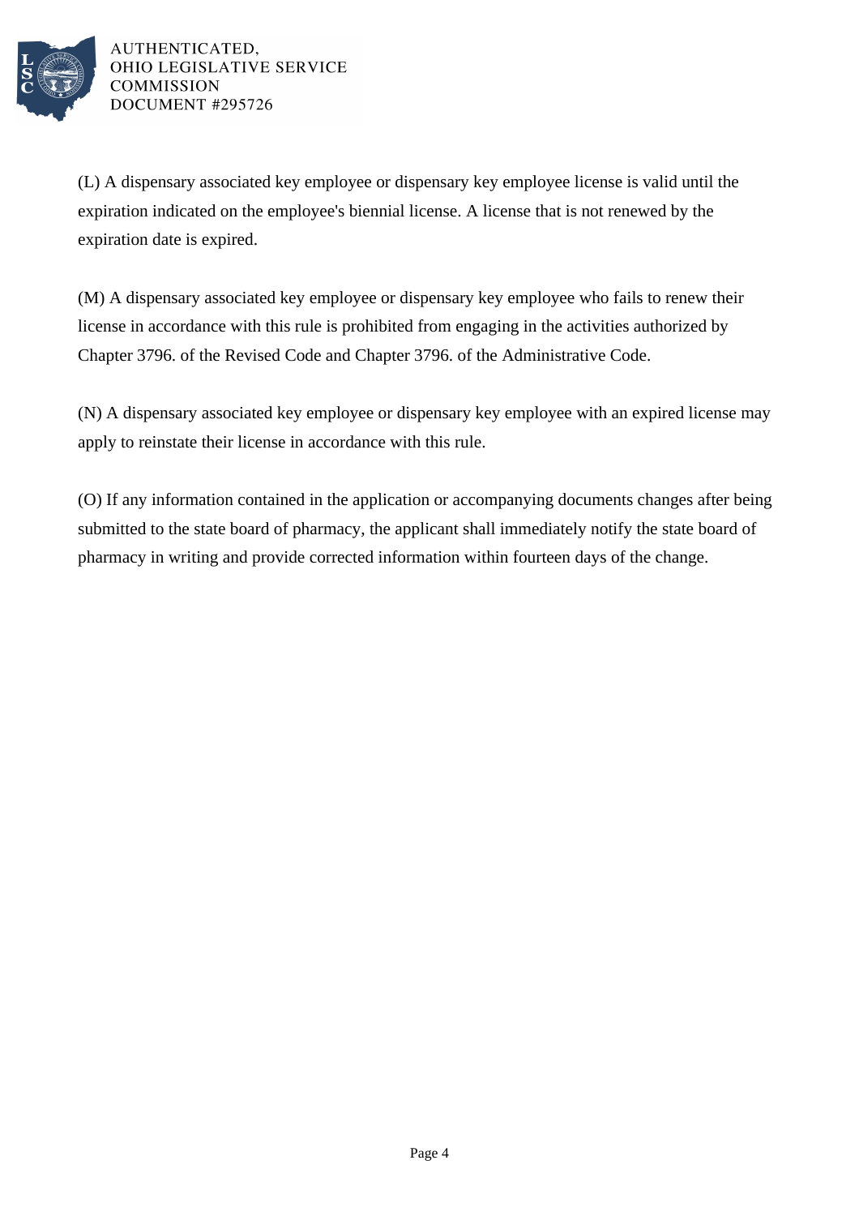(L) A dispensary associated key employee or dispensary key employee license is valid until the expiration indicated on the employee's biennial license. A license that is not renewed by the expiration date is expired.

(M) A dispensary associated key employee or dispensary key employee who fails to renew their license in accordance with this rule is prohibited from engaging in the activities authorized by Chapter 3796. of the Revised Code and Chapter 3796. of the Administrative Code.

(N) A dispensary associated key employee or dispensary key employee with an expired license may apply to reinstate their license in accordance with this rule.

(O) If any information contained in the application or accompanying documents changes after being submitted to the state board of pharmacy, the applicant shall immediately notify the state board of pharmacy in writing and provide corrected information within fourteen days of the change.